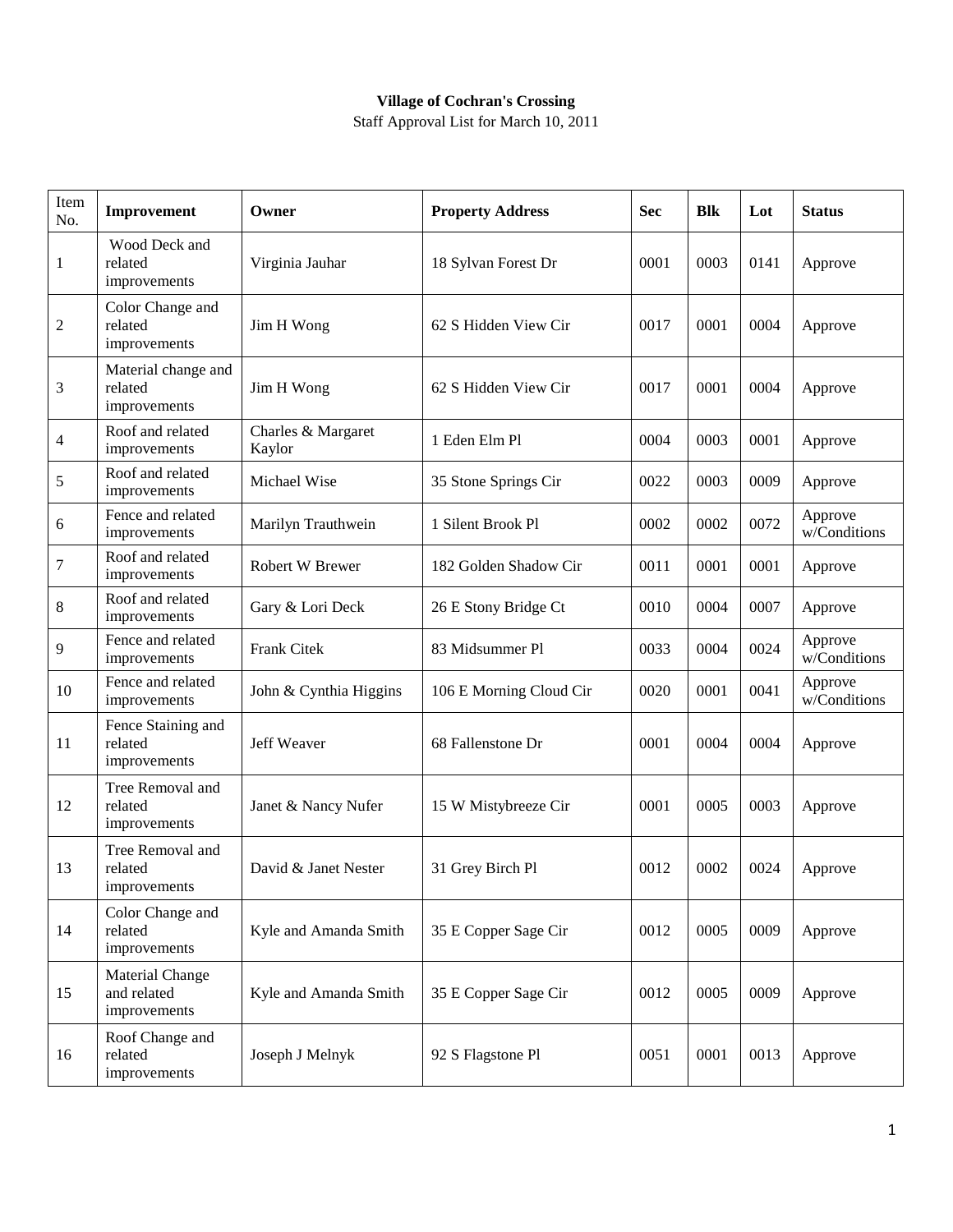**Village of Cochran's Crossing**

Staff Approval List for March 10, 2011

| Item No. | Improvement | Owner | Property Address | Sec | Blk | Lot | Status |
|---|---|---|---|---|---|---|---|
| 1 | Wood Deck and related improvements | Virginia Jauhar | 18 Sylvan Forest Dr | 0001 | 0003 | 0141 | Approve |
| 2 | Color Change and related improvements | Jim H Wong | 62 S Hidden View Cir | 0017 | 0001 | 0004 | Approve |
| 3 | Material change and related improvements | Jim H Wong | 62 S Hidden View Cir | 0017 | 0001 | 0004 | Approve |
| 4 | Roof and related improvements | Charles & Margaret Kaylor | 1 Eden Elm Pl | 0004 | 0003 | 0001 | Approve |
| 5 | Roof and related improvements | Michael Wise | 35 Stone Springs Cir | 0022 | 0003 | 0009 | Approve |
| 6 | Fence and related improvements | Marilyn Trauthwein | 1 Silent Brook Pl | 0002 | 0002 | 0072 | Approve w/Conditions |
| 7 | Roof and related improvements | Robert W Brewer | 182 Golden Shadow Cir | 0011 | 0001 | 0001 | Approve |
| 8 | Roof and related improvements | Gary & Lori Deck | 26 E Stony Bridge Ct | 0010 | 0004 | 0007 | Approve |
| 9 | Fence and related improvements | Frank Citek | 83 Midsummer Pl | 0033 | 0004 | 0024 | Approve w/Conditions |
| 10 | Fence and related improvements | John & Cynthia Higgins | 106 E Morning Cloud Cir | 0020 | 0001 | 0041 | Approve w/Conditions |
| 11 | Fence Staining and related improvements | Jeff Weaver | 68 Fallenstone Dr | 0001 | 0004 | 0004 | Approve |
| 12 | Tree Removal and related improvements | Janet & Nancy Nufer | 15 W Mistybreeze Cir | 0001 | 0005 | 0003 | Approve |
| 13 | Tree Removal and related improvements | David & Janet Nester | 31 Grey Birch Pl | 0012 | 0002 | 0024 | Approve |
| 14 | Color Change and related improvements | Kyle and Amanda Smith | 35 E Copper Sage Cir | 0012 | 0005 | 0009 | Approve |
| 15 | Material Change and related improvements | Kyle and Amanda Smith | 35 E Copper Sage Cir | 0012 | 0005 | 0009 | Approve |
| 16 | Roof Change and related improvements | Joseph J Melnyk | 92 S Flagstone Pl | 0051 | 0001 | 0013 | Approve |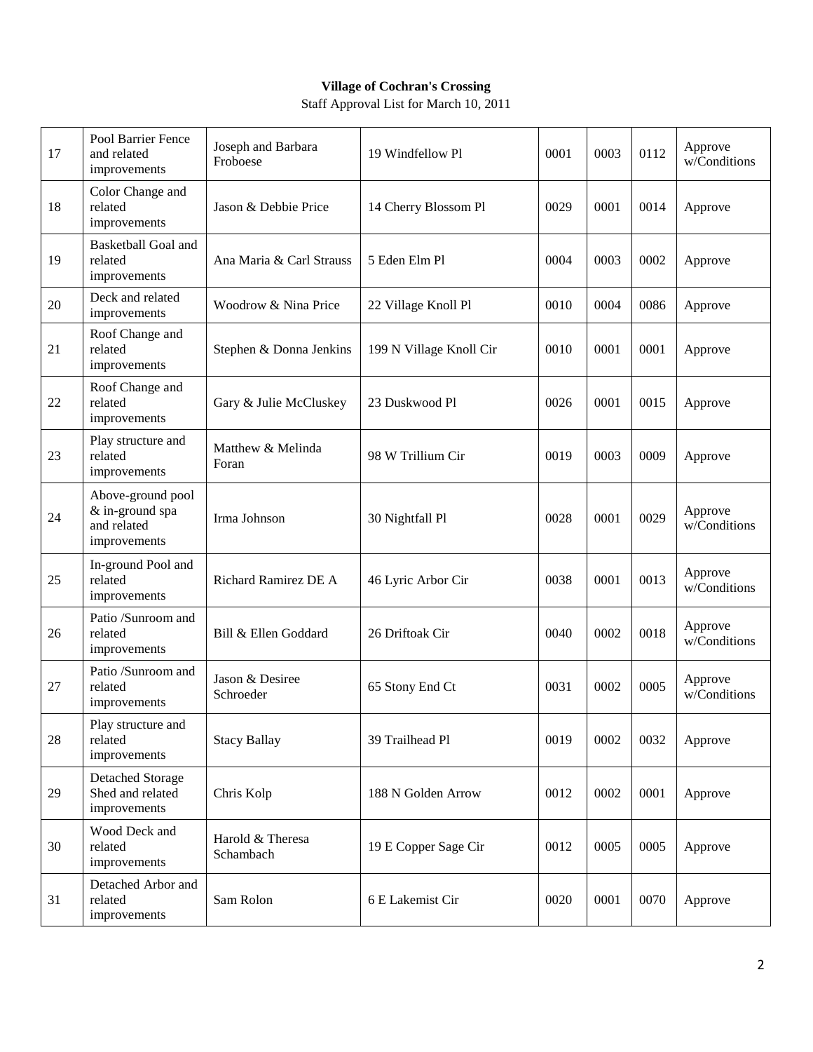**Village of Cochran's Crossing**

Staff Approval List for March 10, 2011

| | | | | | | | |
|---|---|---|---|---|---|---|---|
| 17 | Pool Barrier Fence and related improvements | Joseph and Barbara Froboese | 19 Windfellow Pl | 0001 | 0003 | 0112 | Approve w/Conditions |
| 18 | Color Change and related improvements | Jason & Debbie Price | 14 Cherry Blossom Pl | 0029 | 0001 | 0014 | Approve |
| 19 | Basketball Goal and related improvements | Ana Maria & Carl Strauss | 5 Eden Elm Pl | 0004 | 0003 | 0002 | Approve |
| 20 | Deck and related improvements | Woodrow & Nina Price | 22 Village Knoll Pl | 0010 | 0004 | 0086 | Approve |
| 21 | Roof Change and related improvements | Stephen & Donna Jenkins | 199 N Village Knoll Cir | 0010 | 0001 | 0001 | Approve |
| 22 | Roof Change and related improvements | Gary & Julie McCluskey | 23 Duskwood Pl | 0026 | 0001 | 0015 | Approve |
| 23 | Play structure and related improvements | Matthew & Melinda Foran | 98 W Trillium Cir | 0019 | 0003 | 0009 | Approve |
| 24 | Above-ground pool & in-ground spa and related improvements | Irma Johnson | 30 Nightfall Pl | 0028 | 0001 | 0029 | Approve w/Conditions |
| 25 | In-ground Pool and related improvements | Richard Ramirez DE A | 46 Lyric Arbor Cir | 0038 | 0001 | 0013 | Approve w/Conditions |
| 26 | Patio /Sunroom and related improvements | Bill & Ellen Goddard | 26 Driftoak Cir | 0040 | 0002 | 0018 | Approve w/Conditions |
| 27 | Patio /Sunroom and related improvements | Jason & Desiree Schroeder | 65 Stony End Ct | 0031 | 0002 | 0005 | Approve w/Conditions |
| 28 | Play structure and related improvements | Stacy Ballay | 39 Trailhead Pl | 0019 | 0002 | 0032 | Approve |
| 29 | Detached Storage Shed and related improvements | Chris Kolp | 188 N Golden Arrow | 0012 | 0002 | 0001 | Approve |
| 30 | Wood Deck and related improvements | Harold & Theresa Schambach | 19 E Copper Sage Cir | 0012 | 0005 | 0005 | Approve |
| 31 | Detached Arbor and related improvements | Sam Rolon | 6 E Lakemist Cir | 0020 | 0001 | 0070 | Approve |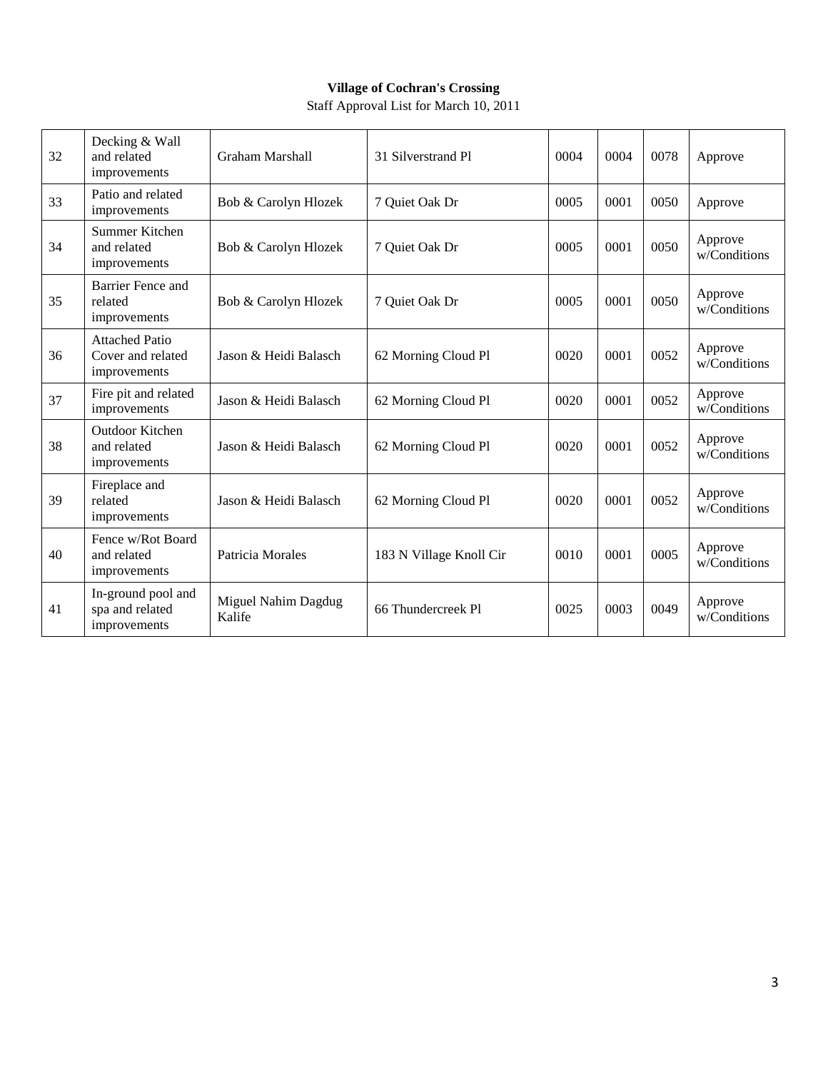**Village of Cochran's Crossing**

Staff Approval List for March 10, 2011

| | | | | | | | |
|---|---|---|---|---|---|---|---|
| 32 | Decking & Wall and related improvements | Graham Marshall | 31 Silverstrand Pl | 0004 | 0004 | 0078 | Approve |
| 33 | Patio and related improvements | Bob & Carolyn Hlozek | 7 Quiet Oak Dr | 0005 | 0001 | 0050 | Approve |
| 34 | Summer Kitchen and related improvements | Bob & Carolyn Hlozek | 7 Quiet Oak Dr | 0005 | 0001 | 0050 | Approve w/Conditions |
| 35 | Barrier Fence and related improvements | Bob & Carolyn Hlozek | 7 Quiet Oak Dr | 0005 | 0001 | 0050 | Approve w/Conditions |
| 36 | Attached Patio Cover and related improvements | Jason & Heidi Balasch | 62 Morning Cloud Pl | 0020 | 0001 | 0052 | Approve w/Conditions |
| 37 | Fire pit and related improvements | Jason & Heidi Balasch | 62 Morning Cloud Pl | 0020 | 0001 | 0052 | Approve w/Conditions |
| 38 | Outdoor Kitchen and related improvements | Jason & Heidi Balasch | 62 Morning Cloud Pl | 0020 | 0001 | 0052 | Approve w/Conditions |
| 39 | Fireplace and related improvements | Jason & Heidi Balasch | 62 Morning Cloud Pl | 0020 | 0001 | 0052 | Approve w/Conditions |
| 40 | Fence w/Rot Board and related improvements | Patricia Morales | 183 N Village Knoll Cir | 0010 | 0001 | 0005 | Approve w/Conditions |
| 41 | In-ground pool and spa and related improvements | Miguel Nahim Dagdug Kalife | 66 Thundercreek Pl | 0025 | 0003 | 0049 | Approve w/Conditions |